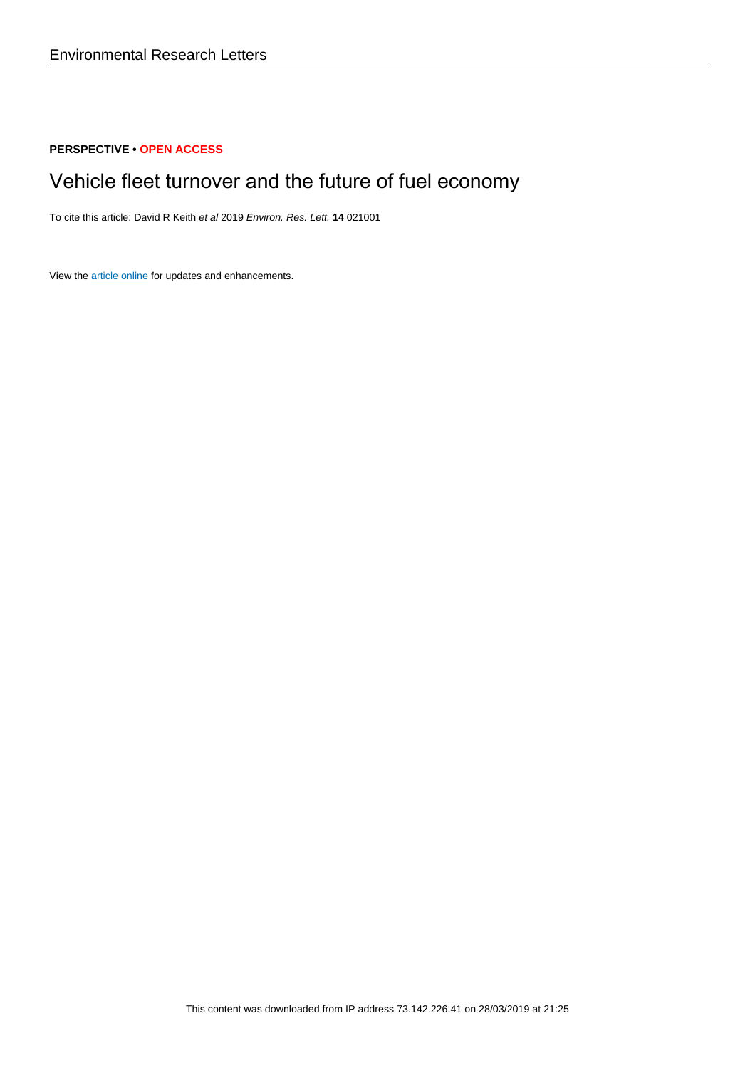**PERSPECTIVE • OPEN ACCESS**

# Vehicle fleet turnover and the future of fuel economy

To cite this article: David R Keith *et al* 2019 *Environ. Res. Lett.* **14** 021001

View the article online for updates and enhancements.

This content was downloaded from IP address 73.142.226.41 on 28/03/2019 at 21:25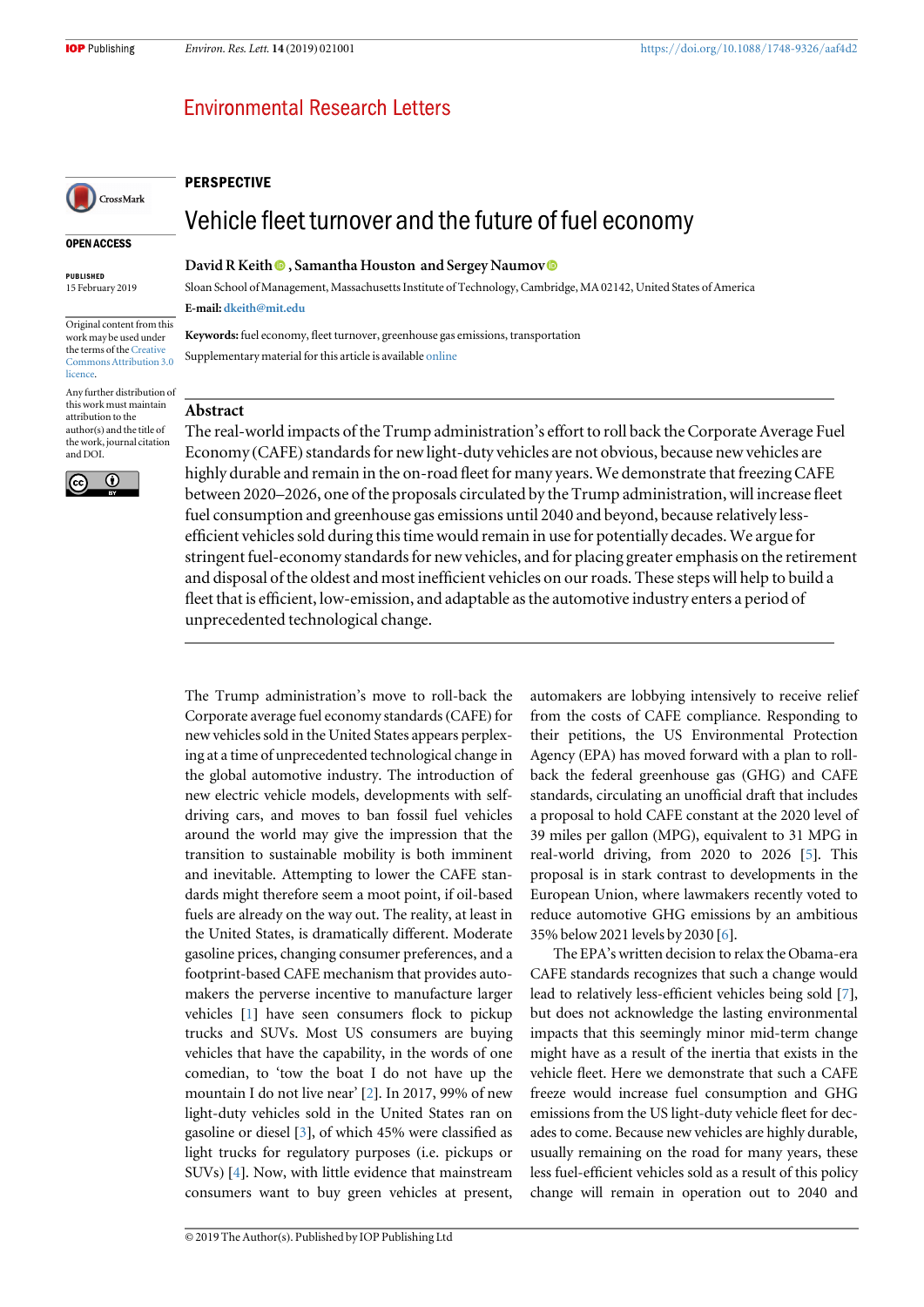## Environmental Research Letters

**PERSPECTIVE**

# Vehicle fleet turnover and the future of fuel economy

**David R Keith, Samantha Houston and Sergey Naumov**

Sloan School of Management, Massachusetts Institute of Technology, Cambridge, MA 02142, United States of America

**E-mail:** dkeith@mit.edu

**Keywords:** fuel economy, fleet turnover, greenhouse gas emissions, transportation

Supplementary material for this article is available online

OPEN ACCESS

PUBLISHED
15 February 2019

Original content from this work may be used under the terms of the Creative Commons Attribution 3.0 licence.

Any further distribution of this work must maintain attribution to the author(s) and the title of the work, journal citation and DOI.

## Abstract

The real-world impacts of the Trump administration's effort to roll back the Corporate Average Fuel Economy (CAFE) standards for new light-duty vehicles are not obvious, because new vehicles are highly durable and remain in the on-road fleet for many years. We demonstrate that freezing CAFE between 2020–2026, one of the proposals circulated by the Trump administration, will increase fleet fuel consumption and greenhouse gas emissions until 2040 and beyond, because relatively less-efficient vehicles sold during this time would remain in use for potentially decades. We argue for stringent fuel-economy standards for new vehicles, and for placing greater emphasis on the retirement and disposal of the oldest and most inefficient vehicles on our roads. These steps will help to build a fleet that is efficient, low-emission, and adaptable as the automotive industry enters a period of unprecedented technological change.

The Trump administration's move to roll-back the Corporate average fuel economy standards (CAFE) for new vehicles sold in the United States appears perplexing at a time of unprecedented technological change in the global automotive industry. The introduction of new electric vehicle models, developments with self-driving cars, and moves to ban fossil fuel vehicles around the world may give the impression that the transition to sustainable mobility is both imminent and inevitable. Attempting to lower the CAFE standards might therefore seem a moot point, if oil-based fuels are already on the way out. The reality, at least in the United States, is dramatically different. Moderate gasoline prices, changing consumer preferences, and a footprint-based CAFE mechanism that provides automakers the perverse incentive to manufacture larger vehicles [1] have seen consumers flock to pickup trucks and SUVs. Most US consumers are buying vehicles that have the capability, in the words of one comedian, to 'tow the boat I do not have up the mountain I do not live near' [2]. In 2017, 99% of new light-duty vehicles sold in the United States ran on gasoline or diesel [3], of which 45% were classified as light trucks for regulatory purposes (i.e. pickups or SUVs) [4]. Now, with little evidence that mainstream consumers want to buy green vehicles at present, automakers are lobbying intensively to receive relief from the costs of CAFE compliance. Responding to their petitions, the US Environmental Protection Agency (EPA) has moved forward with a plan to roll-back the federal greenhouse gas (GHG) and CAFE standards, circulating an unofficial draft that includes a proposal to hold CAFE constant at the 2020 level of 39 miles per gallon (MPG), equivalent to 31 MPG in real-world driving, from 2020 to 2026 [5]. This proposal is in stark contrast to developments in the European Union, where lawmakers recently voted to reduce automotive GHG emissions by an ambitious 35% below 2021 levels by 2030 [6].

The EPA's written decision to relax the Obama-era CAFE standards recognizes that such a change would lead to relatively less-efficient vehicles being sold [7], but does not acknowledge the lasting environmental impacts that this seemingly minor mid-term change might have as a result of the inertia that exists in the vehicle fleet. Here we demonstrate that such a CAFE freeze would increase fuel consumption and GHG emissions from the US light-duty vehicle fleet for decades to come. Because new vehicles are highly durable, usually remaining on the road for many years, these less fuel-efficient vehicles sold as a result of this policy change will remain in operation out to 2040 and

© 2019 The Author(s). Published by IOP Publishing Ltd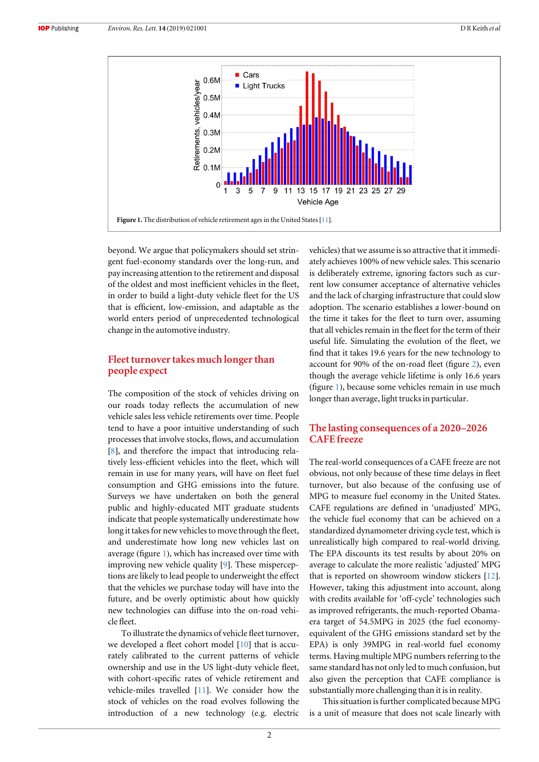Figure 1. The distribution of vehicle retirement ages in the United States [11].

beyond. We argue that policymakers should set stringent fuel-economy standards over the long-run, and pay increasing attention to the retirement and disposal of the oldest and most inefficient vehicles in the fleet, in order to build a light-duty vehicle fleet for the US that is efficient, low-emission, and adaptable as the world enters period of unprecedented technological change in the automotive industry.

## Fleet turnover takes much longer than people expect

The composition of the stock of vehicles driving on our roads today reflects the accumulation of new vehicle sales less vehicle retirements over time. People tend to have a poor intuitive understanding of such processes that involve stocks, flows, and accumulation [8], and therefore the impact that introducing relatively less-efficient vehicles into the fleet, which will remain in use for many years, will have on fleet fuel consumption and GHG emissions into the future. Surveys we have undertaken on both the general public and highly-educated MIT graduate students indicate that people systematically underestimate how long it takes for new vehicles to move through the fleet, and underestimate how long new vehicles last on average (figure 1), which has increased over time with improving new vehicle quality [9]. These misperceptions are likely to lead people to underweight the effect that the vehicles we purchase today will have into the future, and be overly optimistic about how quickly new technologies can diffuse into the on-road vehicle fleet.

To illustrate the dynamics of vehicle fleet turnover, we developed a fleet cohort model [10] that is accurately calibrated to the current patterns of vehicle ownership and use in the US light-duty vehicle fleet, with cohort-specific rates of vehicle retirement and vehicle-miles travelled [11]. We consider how the stock of vehicles on the road evolves following the introduction of a new technology (e.g. electric vehicles) that we assume is so attractive that it immediately achieves 100% of new vehicle sales. This scenario is deliberately extreme, ignoring factors such as current low consumer acceptance of alternative vehicles and the lack of charging infrastructure that could slow adoption. The scenario establishes a lower-bound on the time it takes for the fleet to turn over, assuming that all vehicles remain in the fleet for the term of their useful life. Simulating the evolution of the fleet, we find that it takes 19.6 years for the new technology to account for 90% of the on-road fleet (figure 2), even though the average vehicle lifetime is only 16.6 years (figure 1), because some vehicles remain in use much longer than average, light trucks in particular.

## The lasting consequences of a 2020–2026 CAFE freeze

The real-world consequences of a CAFE freeze are not obvious, not only because of time delays in fleet turnover, but also because of the confusing use of MPG to measure fuel economy in the United States. CAFE regulations are defined in 'unadjusted' MPG, the vehicle fuel economy that can be achieved on a standardized dynamometer driving cycle test, which is unrealistically high compared to real-world driving. The EPA discounts its test results by about 20% on average to calculate the more realistic 'adjusted' MPG that is reported on showroom window stickers [12]. However, taking this adjustment into account, along with credits available for 'off-cycle' technologies such as improved refrigerants, the much-reported Obama-era target of 54.5MPG in 2025 (the fuel economy-equivalent of the GHG emissions standard set by the EPA) is only 39MPG in real-world fuel economy terms. Having multiple MPG numbers referring to the same standard has not only led to much confusion, but also given the perception that CAFE compliance is substantially more challenging than it is in reality.

This situation is further complicated because MPG is a unit of measure that does not scale linearly with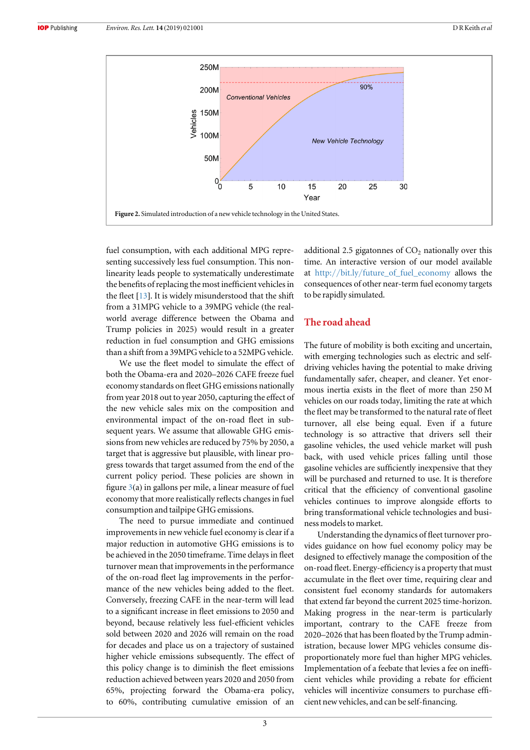Figure 2. Simulated introduction of a new vehicle technology in the United States.

fuel consumption, with each additional MPG representing successively less fuel consumption. This nonlinearity leads people to systematically underestimate the benefits of replacing the most inefficient vehicles in the fleet [13]. It is widely misunderstood that the shift from a 31MPG vehicle to a 39MPG vehicle (the real-world average difference between the Obama and Trump policies in 2025) would result in a greater reduction in fuel consumption and GHG emissions than a shift from a 39MPG vehicle to a 52MPG vehicle.

We use the fleet model to simulate the effect of both the Obama-era and 2020–2026 CAFE freeze fuel economy standards on fleet GHG emissions nationally from year 2018 out to year 2050, capturing the effect of the new vehicle sales mix on the composition and environmental impact of the on-road fleet in subsequent years. We assume that allowable GHG emissions from new vehicles are reduced by 75% by 2050, a target that is aggressive but plausible, with linear progress towards that target assumed from the end of the current policy period. These policies are shown in figure 3(a) in gallons per mile, a linear measure of fuel economy that more realistically reflects changes in fuel consumption and tailpipe GHG emissions.

The need to pursue immediate and continued improvements in new vehicle fuel economy is clear if a major reduction in automotive GHG emissions is to be achieved in the 2050 timeframe. Time delays in fleet turnover mean that improvements in the performance of the on-road fleet lag improvements in the performance of the new vehicles being added to the fleet. Conversely, freezing CAFE in the near-term will lead to a significant increase in fleet emissions to 2050 and beyond, because relatively less fuel-efficient vehicles sold between 2020 and 2026 will remain on the road for decades and place us on a trajectory of sustained higher vehicle emissions subsequently. The effect of this policy change is to diminish the fleet emissions reduction achieved between years 2020 and 2050 from 65%, projecting forward the Obama-era policy, to 60%, contributing cumulative emission of an additional 2.5 gigatonnes of $CO_2$ nationally over this time. An interactive version of our model available at http://bit.ly/future_of_fuel_economy allows the consequences of other near-term fuel economy targets to be rapidly simulated.

## The road ahead

The future of mobility is both exciting and uncertain, with emerging technologies such as electric and self-driving vehicles having the potential to make driving fundamentally safer, cheaper, and cleaner. Yet enormous inertia exists in the fleet of more than 250 M vehicles on our roads today, limiting the rate at which the fleet may be transformed to the natural rate of fleet turnover, all else being equal. Even if a future technology is so attractive that drivers sell their gasoline vehicles, the used vehicle market will push back, with used vehicle prices falling until those gasoline vehicles are sufficiently inexpensive that they will be purchased and returned to use. It is therefore critical that the efficiency of conventional gasoline vehicles continues to improve alongside efforts to bring transformational vehicle technologies and business models to market.

Understanding the dynamics of fleet turnover provides guidance on how fuel economy policy may be designed to effectively manage the composition of the on-road fleet. Energy-efficiency is a property that must accumulate in the fleet over time, requiring clear and consistent fuel economy standards for automakers that extend far beyond the current 2025 time-horizon. Making progress in the near-term is particularly important, contrary to the CAFE freeze from 2020–2026 that has been floated by the Trump administration, because lower MPG vehicles consume disproportionately more fuel than higher MPG vehicles. Implementation of a feebate that levies a fee on inefficient vehicles while providing a rebate for efficient vehicles will incentivize consumers to purchase efficient new vehicles, and can be self-financing.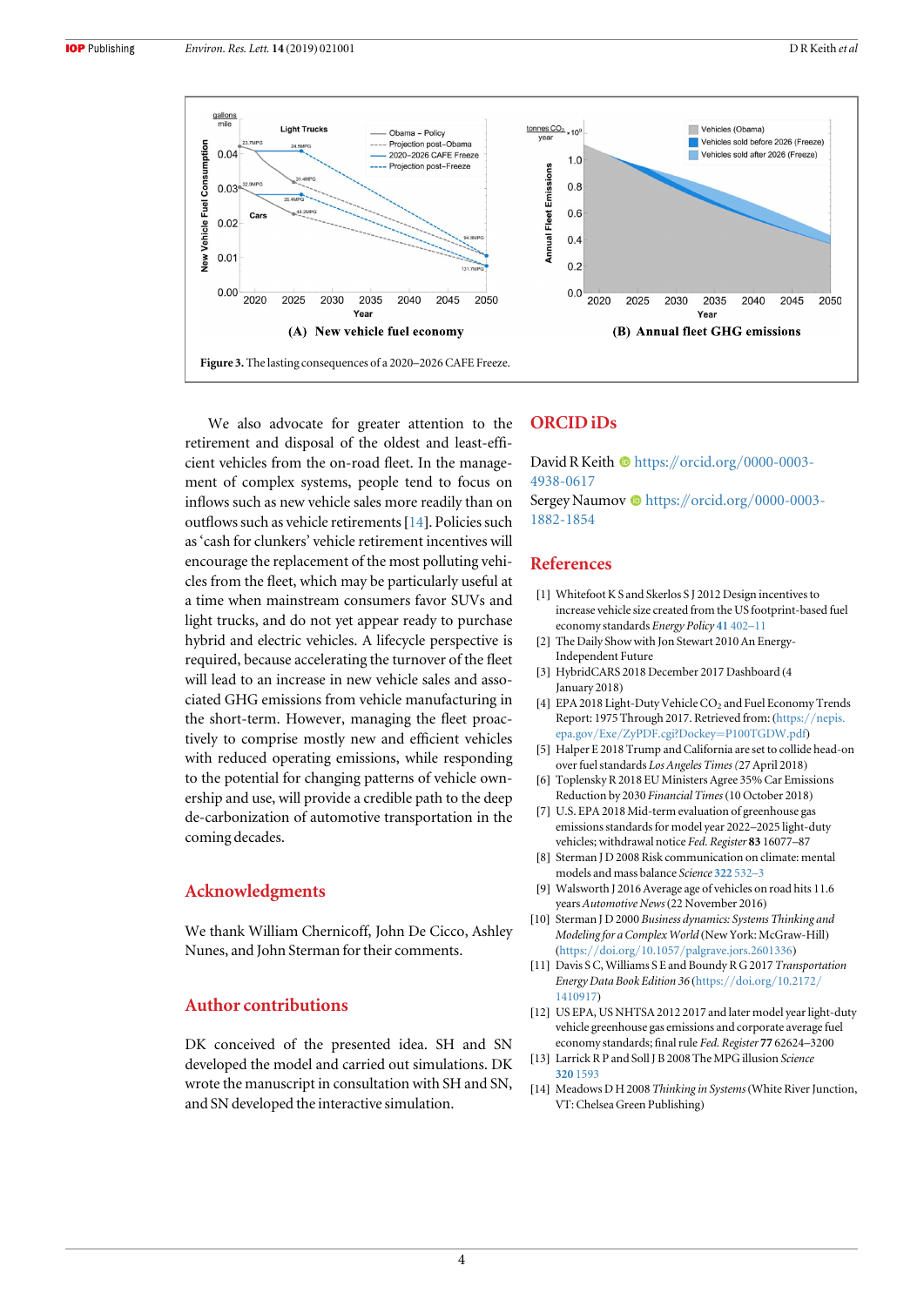gallons/mile

Light Trucks

Obama – Policy
Projection post–Obama
2020–2026 CAFE Freeze
Projection post–Freeze

0.04
0.03
0.02
0.01
0.00

New Vehicle Fuel Consumption

23.7MPG
24.5MPG
31.4MPG
32.9MPG
35.4MPG
44.2MPG
94.8MPG
131.7MPG

Cars

2020 2025 2030 2035 2040 2045 2050
Year

(A) New vehicle fuel economy

tonnes $CO_2$/year $\times 10^9$

Vehicles (Obama)
Vehicles sold before 2026 (Freeze)
Vehicles sold after 2026 (Freeze)

1.0
0.8
0.6
0.4
0.2
0.0

Annual Fleet Emissions

2020 2025 2030 2035 2040 2045 2050
Year

(B) Annual fleet GHG emissions

**Figure 3.** The lasting consequences of a 2020–2026 CAFE Freeze.

We also advocate for greater attention to the retirement and disposal of the oldest and least-efficient vehicles from the on-road fleet. In the management of complex systems, people tend to focus on inflows such as new vehicle sales more readily than on outflows such as vehicle retirements [14]. Policies such as 'cash for clunkers' vehicle retirement incentives will encourage the replacement of the most polluting vehicles from the fleet, which may be particularly useful at a time when mainstream consumers favor SUVs and light trucks, and do not yet appear ready to purchase hybrid and electric vehicles. A lifecycle perspective is required, because accelerating the turnover of the fleet will lead to an increase in new vehicle sales and associated GHG emissions from vehicle manufacturing in the short-term. However, managing the fleet proactively to comprise mostly new and efficient vehicles with reduced operating emissions, while responding to the potential for changing patterns of vehicle ownership and use, will provide a credible path to the deep de-carbonization of automotive transportation in the coming decades.

## Acknowledgments

We thank William Chernicoff, John De Cicco, Ashley Nunes, and John Sterman for their comments.

## Author contributions

DK conceived of the presented idea. SH and SN developed the model and carried out simulations. DK wrote the manuscript in consultation with SH and SN, and SN developed the interactive simulation.

## ORCID iDs

David R Keith https://orcid.org/0000-0003-4938-0617
Sergey Naumov https://orcid.org/0000-0003-1882-1854

## References

[1] Whitefoot K S and Skerlos S J 2012 Design incentives to increase vehicle size created from the US footprint-based fuel economy standards *Energy Policy* **41** 402–11

[2] The Daily Show with Jon Stewart 2010 An Energy-Independent Future

[3] HybridCARS 2018 December 2017 Dashboard (4 January 2018)

[4] EPA 2018 Light-Duty Vehicle $CO_2$ and Fuel Economy Trends Report: 1975 Through 2017. Retrieved from: (https://nepis.epa.gov/Exe/ZyPDF.cgi?Dockey=P100TGDW.pdf)

[5] Halper E 2018 Trump and California are set to collide head-on over fuel standards *Los Angeles Times* (27 April 2018)

[6] Toplensky R 2018 EU Ministers Agree 35% Car Emissions Reduction by 2030 *Financial Times* (10 October 2018)

[7] U.S. EPA 2018 Mid-term evaluation of greenhouse gas emissions standards for model year 2022–2025 light-duty vehicles; withdrawal notice *Fed. Register* **83** 16077–87

[8] Sterman J D 2008 Risk communication on climate: mental models and mass balance *Science* **322** 532–3

[9] Walsworth J 2016 Average age of vehicles on road hits 11.6 years *Automotive News* (22 November 2016)

[10] Sterman J D 2000 *Business dynamics: Systems Thinking and Modeling for a Complex World* (New York: McGraw-Hill) (https://doi.org/10.1057/palgrave.jors.2601336)

[11] Davis S C, Williams S E and Boundy R G 2017 *Transportation Energy Data Book Edition 36* (https://doi.org/10.2172/1410917)

[12] US EPA, US NHTSA 2012 2017 and later model year light-duty vehicle greenhouse gas emissions and corporate average fuel economy standards; final rule *Fed. Register* **77** 62624–3200

[13] Larrick R P and Soll J B 2008 The MPG illusion *Science* **320** 1593

[14] Meadows D H 2008 *Thinking in Systems* (White River Junction, VT: Chelsea Green Publishing)